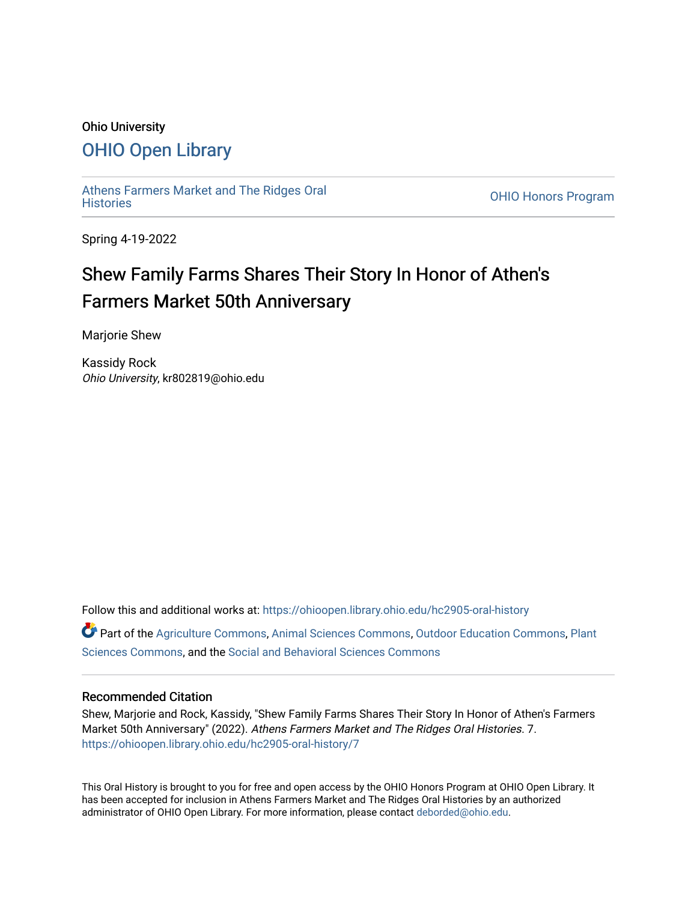Ohio University

# OHIO Open Library

Athens Farmers Market and The Ridges Oral Histories

OHIO Honors Program

Spring 4-19-2022

# Shew Family Farms Shares Their Story In Honor of Athen's Farmers Market 50th Anniversary

Marjorie Shew

Kassidy Rock
*Ohio University*, kr802819@ohio.edu

Follow this and additional works at: https://ohioopen.library.ohio.edu/hc2905-oral-history

Part of the Agriculture Commons, Animal Sciences Commons, Outdoor Education Commons, Plant Sciences Commons, and the Social and Behavioral Sciences Commons

## Recommended Citation

Shew, Marjorie and Rock, Kassidy, "Shew Family Farms Shares Their Story In Honor of Athen's Farmers Market 50th Anniversary" (2022). *Athens Farmers Market and The Ridges Oral Histories*. 7.
https://ohioopen.library.ohio.edu/hc2905-oral-history/7

This Oral History is brought to you for free and open access by the OHIO Honors Program at OHIO Open Library. It has been accepted for inclusion in Athens Farmers Market and The Ridges Oral Histories by an authorized administrator of OHIO Open Library. For more information, please contact deborded@ohio.edu.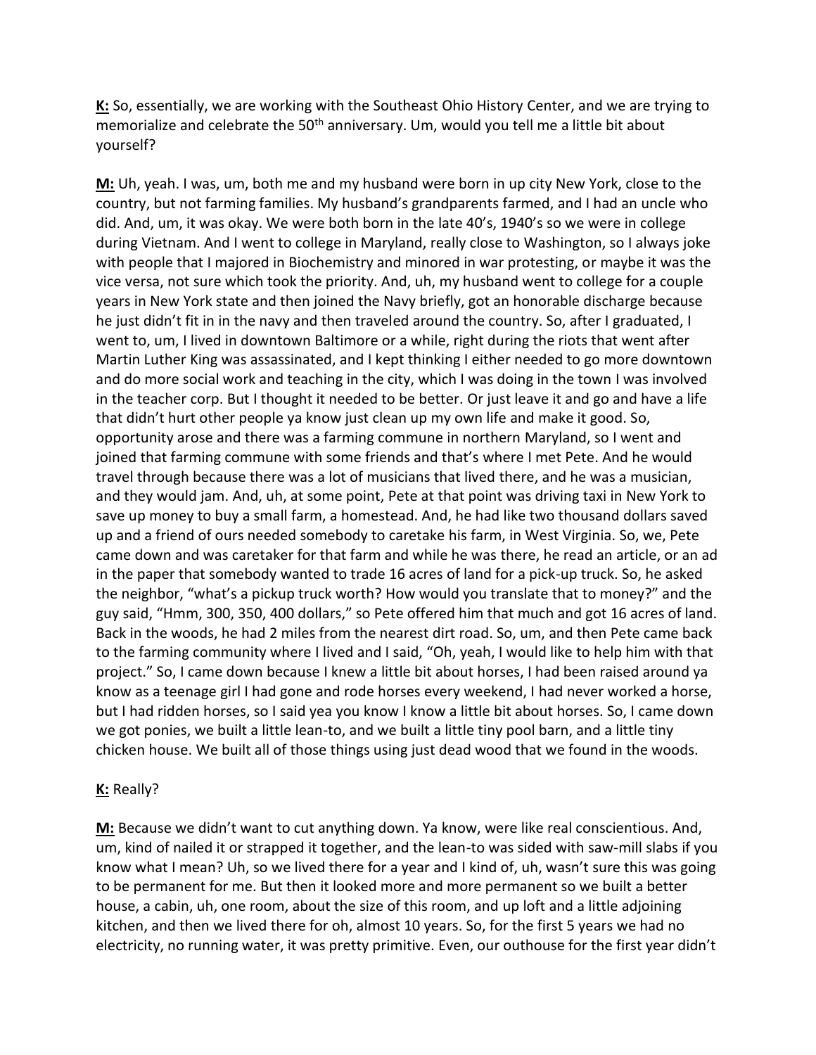**K:** So, essentially, we are working with the Southeast Ohio History Center, and we are trying to memorialize and celebrate the 50th anniversary. Um, would you tell me a little bit about yourself?

**M:** Uh, yeah. I was, um, both me and my husband were born in up city New York, close to the country, but not farming families. My husband's grandparents farmed, and I had an uncle who did. And, um, it was okay. We were both born in the late 40's, 1940's so we were in college during Vietnam. And I went to college in Maryland, really close to Washington, so I always joke with people that I majored in Biochemistry and minored in war protesting, or maybe it was the vice versa, not sure which took the priority. And, uh, my husband went to college for a couple years in New York state and then joined the Navy briefly, got an honorable discharge because he just didn't fit in in the navy and then traveled around the country. So, after I graduated, I went to, um, I lived in downtown Baltimore or a while, right during the riots that went after Martin Luther King was assassinated, and I kept thinking I either needed to go more downtown and do more social work and teaching in the city, which I was doing in the town I was involved in the teacher corp. But I thought it needed to be better. Or just leave it and go and have a life that didn't hurt other people ya know just clean up my own life and make it good. So, opportunity arose and there was a farming commune in northern Maryland, so I went and joined that farming commune with some friends and that's where I met Pete. And he would travel through because there was a lot of musicians that lived there, and he was a musician, and they would jam. And, uh, at some point, Pete at that point was driving taxi in New York to save up money to buy a small farm, a homestead. And, he had like two thousand dollars saved up and a friend of ours needed somebody to caretake his farm, in West Virginia. So, we, Pete came down and was caretaker for that farm and while he was there, he read an article, or an ad in the paper that somebody wanted to trade 16 acres of land for a pick-up truck. So, he asked the neighbor, "what's a pickup truck worth? How would you translate that to money?" and the guy said, "Hmm, 300, 350, 400 dollars," so Pete offered him that much and got 16 acres of land. Back in the woods, he had 2 miles from the nearest dirt road. So, um, and then Pete came back to the farming community where I lived and I said, "Oh, yeah, I would like to help him with that project." So, I came down because I knew a little bit about horses, I had been raised around ya know as a teenage girl I had gone and rode horses every weekend, I had never worked a horse, but I had ridden horses, so I said yea you know I know a little bit about horses. So, I came down we got ponies, we built a little lean-to, and we built a little tiny pool barn, and a little tiny chicken house. We built all of those things using just dead wood that we found in the woods.

**K:** Really?

**M:** Because we didn't want to cut anything down. Ya know, were like real conscientious. And, um, kind of nailed it or strapped it together, and the lean-to was sided with saw-mill slabs if you know what I mean? Uh, so we lived there for a year and I kind of, uh, wasn't sure this was going to be permanent for me. But then it looked more and more permanent so we built a better house, a cabin, uh, one room, about the size of this room, and up loft and a little adjoining kitchen, and then we lived there for oh, almost 10 years. So, for the first 5 years we had no electricity, no running water, it was pretty primitive. Even, our outhouse for the first year didn't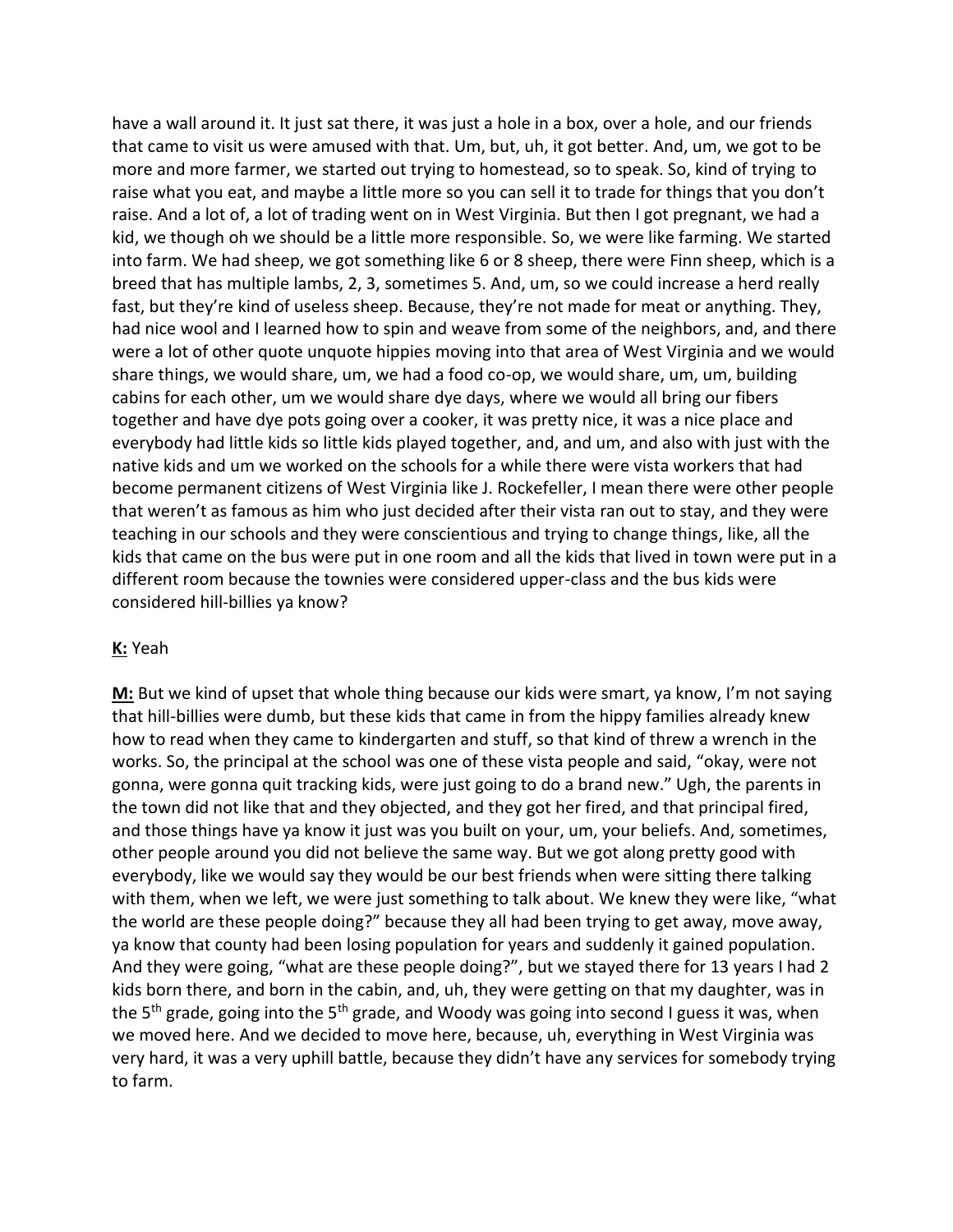have a wall around it. It just sat there, it was just a hole in a box, over a hole, and our friends that came to visit us were amused with that. Um, but, uh, it got better. And, um, we got to be more and more farmer, we started out trying to homestead, so to speak. So, kind of trying to raise what you eat, and maybe a little more so you can sell it to trade for things that you don't raise. And a lot of, a lot of trading went on in West Virginia. But then I got pregnant, we had a kid, we though oh we should be a little more responsible. So, we were like farming. We started into farm. We had sheep, we got something like 6 or 8 sheep, there were Finn sheep, which is a breed that has multiple lambs, 2, 3, sometimes 5. And, um, so we could increase a herd really fast, but they're kind of useless sheep. Because, they're not made for meat or anything. They, had nice wool and I learned how to spin and weave from some of the neighbors, and, and there were a lot of other quote unquote hippies moving into that area of West Virginia and we would share things, we would share, um, we had a food co-op, we would share, um, um, building cabins for each other, um we would share dye days, where we would all bring our fibers together and have dye pots going over a cooker, it was pretty nice, it was a nice place and everybody had little kids so little kids played together, and, and um, and also with just with the native kids and um we worked on the schools for a while there were vista workers that had become permanent citizens of West Virginia like J. Rockefeller, I mean there were other people that weren't as famous as him who just decided after their vista ran out to stay, and they were teaching in our schools and they were conscientious and trying to change things, like, all the kids that came on the bus were put in one room and all the kids that lived in town were put in a different room because the townies were considered upper-class and the bus kids were considered hill-billies ya know?

**K:** Yeah

**M:** But we kind of upset that whole thing because our kids were smart, ya know, I'm not saying that hill-billies were dumb, but these kids that came in from the hippy families already knew how to read when they came to kindergarten and stuff, so that kind of threw a wrench in the works. So, the principal at the school was one of these vista people and said, "okay, were not gonna, were gonna quit tracking kids, were just going to do a brand new." Ugh, the parents in the town did not like that and they objected, and they got her fired, and that principal fired, and those things have ya know it just was you built on your, um, your beliefs. And, sometimes, other people around you did not believe the same way. But we got along pretty good with everybody, like we would say they would be our best friends when were sitting there talking with them, when we left, we were just something to talk about. We knew they were like, "what the world are these people doing?" because they all had been trying to get away, move away, ya know that county had been losing population for years and suddenly it gained population. And they were going, "what are these people doing?", but we stayed there for 13 years I had 2 kids born there, and born in the cabin, and, uh, they were getting on that my daughter, was in the 5th grade, going into the 5th grade, and Woody was going into second I guess it was, when we moved here. And we decided to move here, because, uh, everything in West Virginia was very hard, it was a very uphill battle, because they didn't have any services for somebody trying to farm.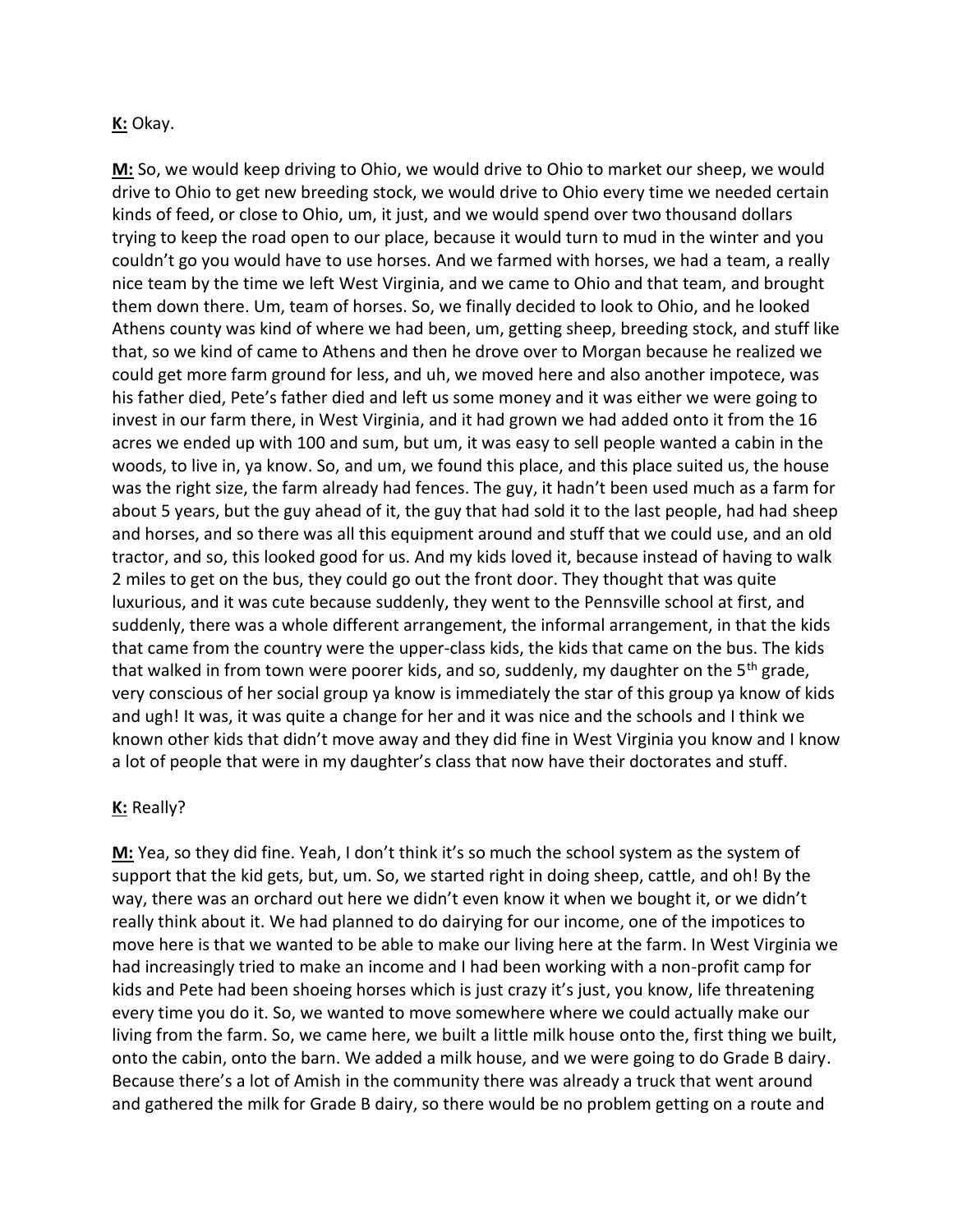**K:** Okay.

**M:** So, we would keep driving to Ohio, we would drive to Ohio to market our sheep, we would drive to Ohio to get new breeding stock, we would drive to Ohio every time we needed certain kinds of feed, or close to Ohio, um, it just, and we would spend over two thousand dollars trying to keep the road open to our place, because it would turn to mud in the winter and you couldn't go you would have to use horses. And we farmed with horses, we had a team, a really nice team by the time we left West Virginia, and we came to Ohio and that team, and brought them down there. Um, team of horses. So, we finally decided to look to Ohio, and he looked Athens county was kind of where we had been, um, getting sheep, breeding stock, and stuff like that, so we kind of came to Athens and then he drove over to Morgan because he realized we could get more farm ground for less, and uh, we moved here and also another impotece, was his father died, Pete's father died and left us some money and it was either we were going to invest in our farm there, in West Virginia, and it had grown we had added onto it from the 16 acres we ended up with 100 and sum, but um, it was easy to sell people wanted a cabin in the woods, to live in, ya know. So, and um, we found this place, and this place suited us, the house was the right size, the farm already had fences. The guy, it hadn't been used much as a farm for about 5 years, but the guy ahead of it, the guy that had sold it to the last people, had had sheep and horses, and so there was all this equipment around and stuff that we could use, and an old tractor, and so, this looked good for us. And my kids loved it, because instead of having to walk 2 miles to get on the bus, they could go out the front door. They thought that was quite luxurious, and it was cute because suddenly, they went to the Pennsville school at first, and suddenly, there was a whole different arrangement, the informal arrangement, in that the kids that came from the country were the upper-class kids, the kids that came on the bus. The kids that walked in from town were poorer kids, and so, suddenly, my daughter on the 5th grade, very conscious of her social group ya know is immediately the star of this group ya know of kids and ugh! It was, it was quite a change for her and it was nice and the schools and I think we known other kids that didn't move away and they did fine in West Virginia you know and I know a lot of people that were in my daughter's class that now have their doctorates and stuff.

**K:** Really?

**M:** Yea, so they did fine. Yeah, I don't think it's so much the school system as the system of support that the kid gets, but, um. So, we started right in doing sheep, cattle, and oh! By the way, there was an orchard out here we didn't even know it when we bought it, or we didn't really think about it. We had planned to do dairying for our income, one of the impotices to move here is that we wanted to be able to make our living here at the farm. In West Virginia we had increasingly tried to make an income and I had been working with a non-profit camp for kids and Pete had been shoeing horses which is just crazy it's just, you know, life threatening every time you do it. So, we wanted to move somewhere where we could actually make our living from the farm. So, we came here, we built a little milk house onto the, first thing we built, onto the cabin, onto the barn. We added a milk house, and we were going to do Grade B dairy. Because there's a lot of Amish in the community there was already a truck that went around and gathered the milk for Grade B dairy, so there would be no problem getting on a route and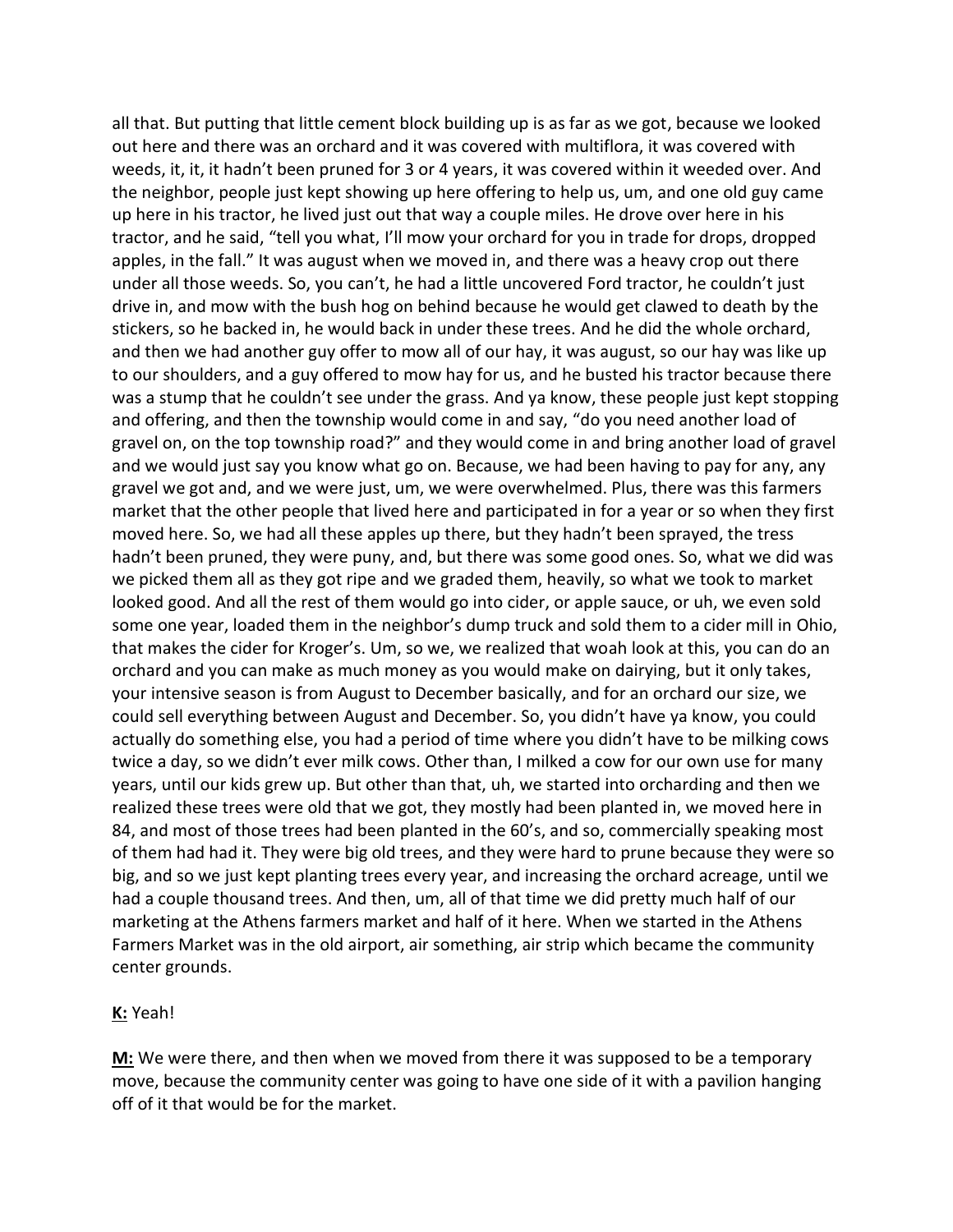all that. But putting that little cement block building up is as far as we got, because we looked out here and there was an orchard and it was covered with multiflora, it was covered with weeds, it, it, it hadn't been pruned for 3 or 4 years, it was covered within it weeded over. And the neighbor, people just kept showing up here offering to help us, um, and one old guy came up here in his tractor, he lived just out that way a couple miles. He drove over here in his tractor, and he said, "tell you what, I'll mow your orchard for you in trade for drops, dropped apples, in the fall." It was august when we moved in, and there was a heavy crop out there under all those weeds. So, you can't, he had a little uncovered Ford tractor, he couldn't just drive in, and mow with the bush hog on behind because he would get clawed to death by the stickers, so he backed in, he would back in under these trees. And he did the whole orchard, and then we had another guy offer to mow all of our hay, it was august, so our hay was like up to our shoulders, and a guy offered to mow hay for us, and he busted his tractor because there was a stump that he couldn't see under the grass. And ya know, these people just kept stopping and offering, and then the township would come in and say, "do you need another load of gravel on, on the top township road?" and they would come in and bring another load of gravel and we would just say you know what go on. Because, we had been having to pay for any, any gravel we got and, and we were just, um, we were overwhelmed. Plus, there was this farmers market that the other people that lived here and participated in for a year or so when they first moved here. So, we had all these apples up there, but they hadn't been sprayed, the tress hadn't been pruned, they were puny, and, but there was some good ones. So, what we did was we picked them all as they got ripe and we graded them, heavily, so what we took to market looked good. And all the rest of them would go into cider, or apple sauce, or uh, we even sold some one year, loaded them in the neighbor's dump truck and sold them to a cider mill in Ohio, that makes the cider for Kroger's. Um, so we, we realized that woah look at this, you can do an orchard and you can make as much money as you would make on dairying, but it only takes, your intensive season is from August to December basically, and for an orchard our size, we could sell everything between August and December. So, you didn't have ya know, you could actually do something else, you had a period of time where you didn't have to be milking cows twice a day, so we didn't ever milk cows. Other than, I milked a cow for our own use for many years, until our kids grew up. But other than that, uh, we started into orcharding and then we realized these trees were old that we got, they mostly had been planted in, we moved here in 84, and most of those trees had been planted in the 60's, and so, commercially speaking most of them had had it. They were big old trees, and they were hard to prune because they were so big, and so we just kept planting trees every year, and increasing the orchard acreage, until we had a couple thousand trees. And then, um, all of that time we did pretty much half of our marketing at the Athens farmers market and half of it here. When we started in the Athens Farmers Market was in the old airport, air something, air strip which became the community center grounds.

**K:** Yeah!

**M:** We were there, and then when we moved from there it was supposed to be a temporary move, because the community center was going to have one side of it with a pavilion hanging off of it that would be for the market.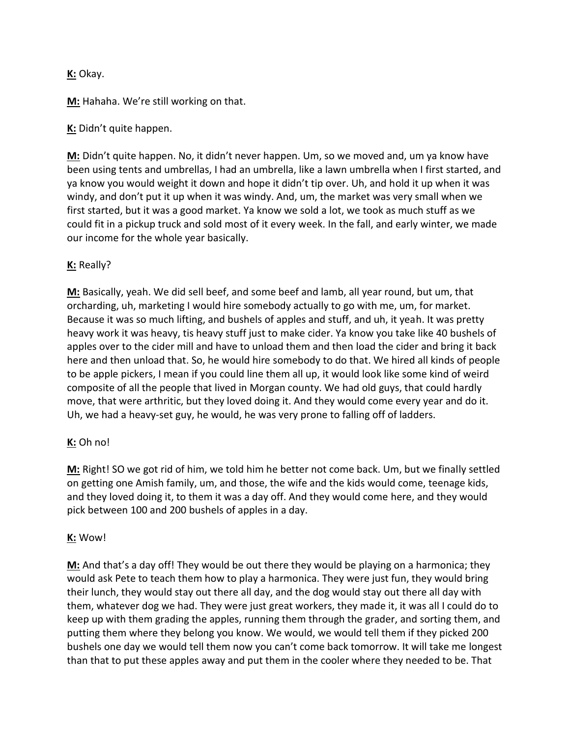**K:** Okay.

**M:** Hahaha. We're still working on that.

**K:** Didn't quite happen.

**M:** Didn't quite happen. No, it didn't never happen. Um, so we moved and, um ya know have been using tents and umbrellas, I had an umbrella, like a lawn umbrella when I first started, and ya know you would weight it down and hope it didn't tip over. Uh, and hold it up when it was windy, and don't put it up when it was windy. And, um, the market was very small when we first started, but it was a good market. Ya know we sold a lot, we took as much stuff as we could fit in a pickup truck and sold most of it every week. In the fall, and early winter, we made our income for the whole year basically.

**K:** Really?

**M:** Basically, yeah. We did sell beef, and some beef and lamb, all year round, but um, that orcharding, uh, marketing I would hire somebody actually to go with me, um, for market. Because it was so much lifting, and bushels of apples and stuff, and uh, it yeah. It was pretty heavy work it was heavy, tis heavy stuff just to make cider. Ya know you take like 40 bushels of apples over to the cider mill and have to unload them and then load the cider and bring it back here and then unload that. So, he would hire somebody to do that. We hired all kinds of people to be apple pickers, I mean if you could line them all up, it would look like some kind of weird composite of all the people that lived in Morgan county. We had old guys, that could hardly move, that were arthritic, but they loved doing it. And they would come every year and do it. Uh, we had a heavy-set guy, he would, he was very prone to falling off of ladders.

**K:** Oh no!

**M:** Right! SO we got rid of him, we told him he better not come back. Um, but we finally settled on getting one Amish family, um, and those, the wife and the kids would come, teenage kids, and they loved doing it, to them it was a day off. And they would come here, and they would pick between 100 and 200 bushels of apples in a day.

**K:** Wow!

**M:** And that's a day off! They would be out there they would be playing on a harmonica; they would ask Pete to teach them how to play a harmonica. They were just fun, they would bring their lunch, they would stay out there all day, and the dog would stay out there all day with them, whatever dog we had. They were just great workers, they made it, it was all I could do to keep up with them grading the apples, running them through the grader, and sorting them, and putting them where they belong you know. We would, we would tell them if they picked 200 bushels one day we would tell them now you can't come back tomorrow. It will take me longest than that to put these apples away and put them in the cooler where they needed to be. That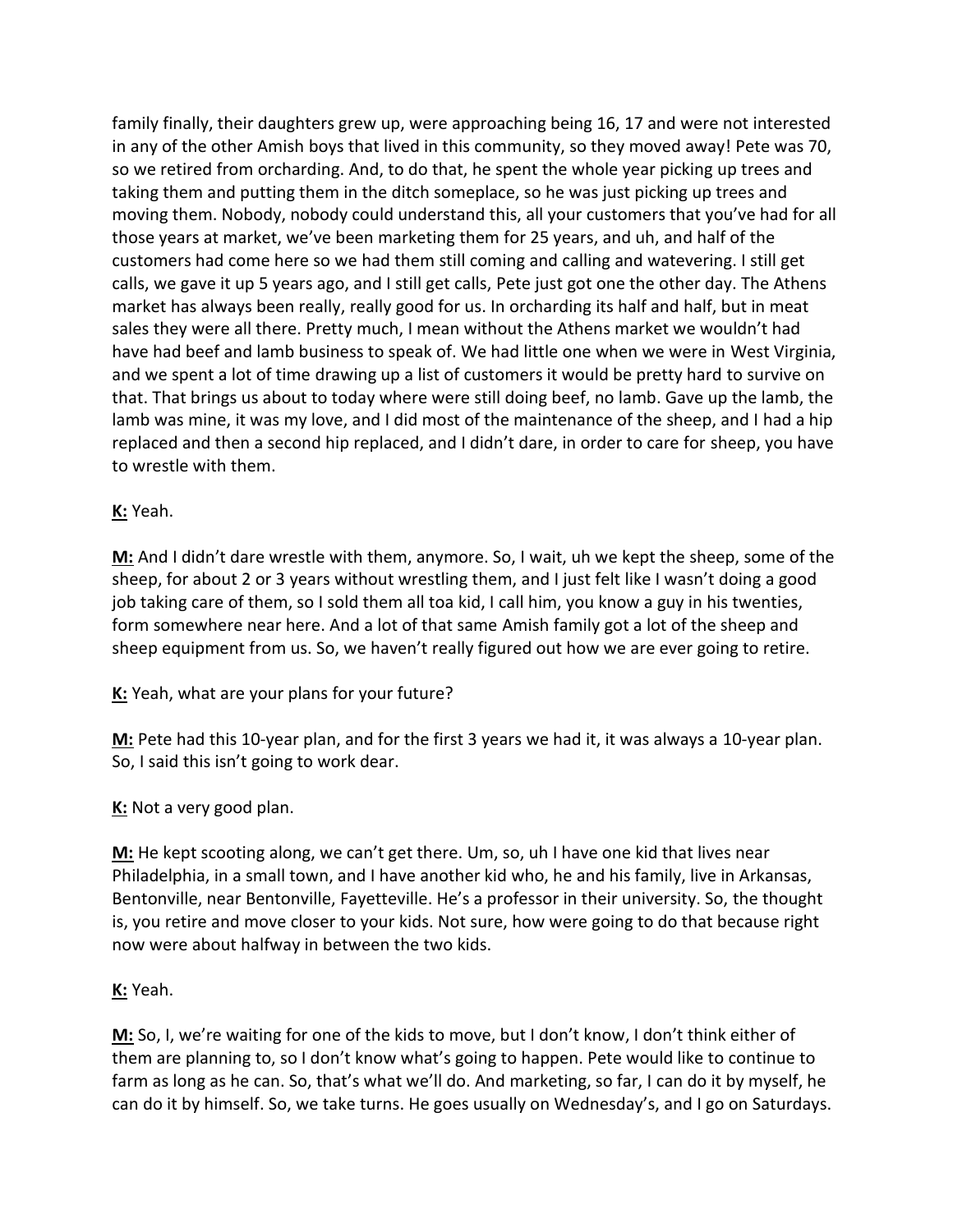family finally, their daughters grew up, were approaching being 16, 17 and were not interested in any of the other Amish boys that lived in this community, so they moved away! Pete was 70, so we retired from orcharding. And, to do that, he spent the whole year picking up trees and taking them and putting them in the ditch someplace, so he was just picking up trees and moving them. Nobody, nobody could understand this, all your customers that you've had for all those years at market, we've been marketing them for 25 years, and uh, and half of the customers had come here so we had them still coming and calling and watevering. I still get calls, we gave it up 5 years ago, and I still get calls, Pete just got one the other day. The Athens market has always been really, really good for us. In orcharding its half and half, but in meat sales they were all there. Pretty much, I mean without the Athens market we wouldn't had have had beef and lamb business to speak of. We had little one when we were in West Virginia, and we spent a lot of time drawing up a list of customers it would be pretty hard to survive on that. That brings us about to today where were still doing beef, no lamb. Gave up the lamb, the lamb was mine, it was my love, and I did most of the maintenance of the sheep, and I had a hip replaced and then a second hip replaced, and I didn't dare, in order to care for sheep, you have to wrestle with them.

**K:** Yeah.

**M:** And I didn't dare wrestle with them, anymore. So, I wait, uh we kept the sheep, some of the sheep, for about 2 or 3 years without wrestling them, and I just felt like I wasn't doing a good job taking care of them, so I sold them all toa kid, I call him, you know a guy in his twenties, form somewhere near here. And a lot of that same Amish family got a lot of the sheep and sheep equipment from us. So, we haven't really figured out how we are ever going to retire.

**K:** Yeah, what are your plans for your future?

**M:** Pete had this 10-year plan, and for the first 3 years we had it, it was always a 10-year plan. So, I said this isn't going to work dear.

**K:** Not a very good plan.

**M:** He kept scooting along, we can't get there. Um, so, uh I have one kid that lives near Philadelphia, in a small town, and I have another kid who, he and his family, live in Arkansas, Bentonville, near Bentonville, Fayetteville. He's a professor in their university. So, the thought is, you retire and move closer to your kids. Not sure, how were going to do that because right now were about halfway in between the two kids.

**K:** Yeah.

**M:** So, I, we're waiting for one of the kids to move, but I don't know, I don't think either of them are planning to, so I don't know what's going to happen. Pete would like to continue to farm as long as he can. So, that's what we'll do. And marketing, so far, I can do it by myself, he can do it by himself. So, we take turns. He goes usually on Wednesday's, and I go on Saturdays.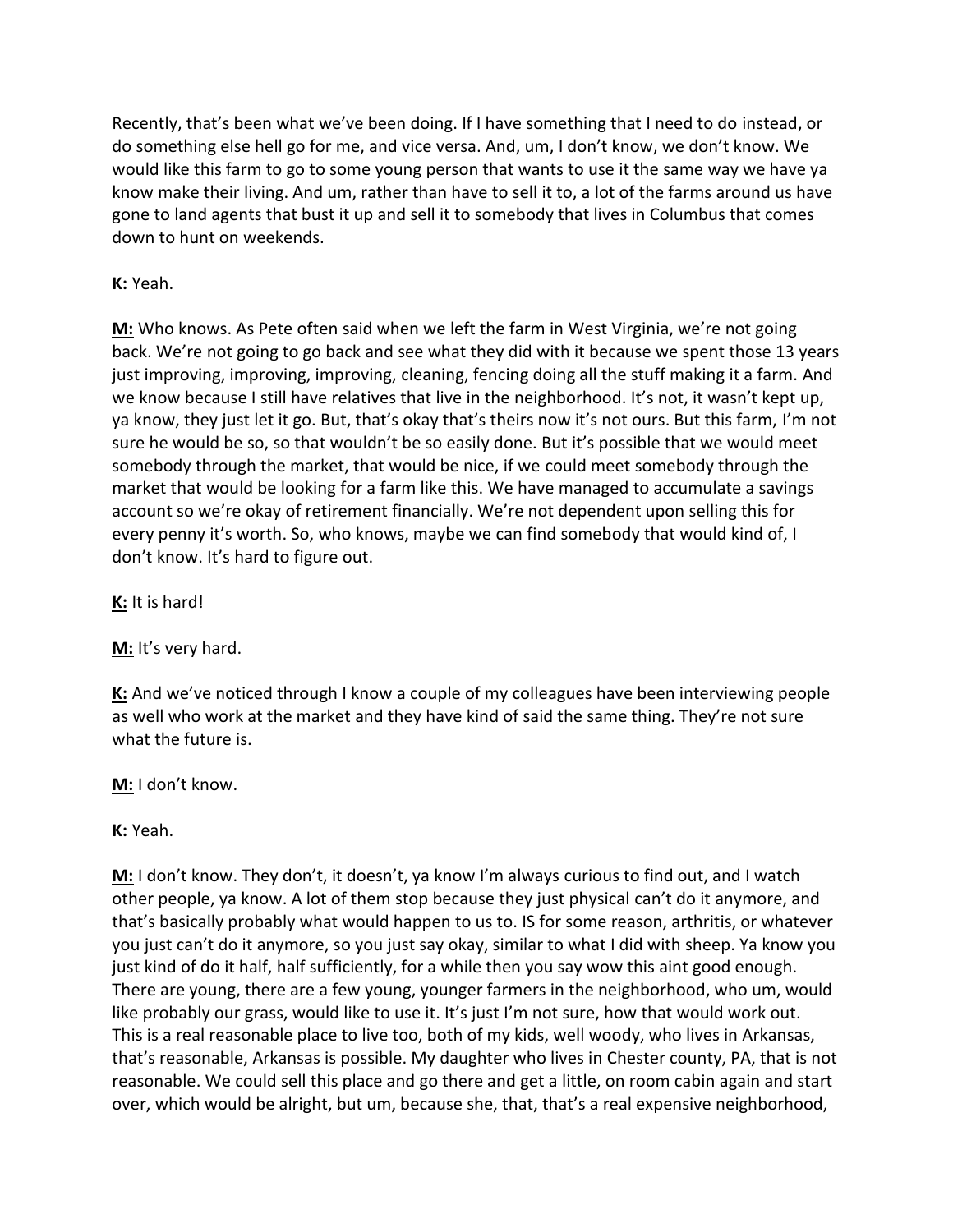Recently, that's been what we've been doing. If I have something that I need to do instead, or do something else hell go for me, and vice versa. And, um, I don't know, we don't know. We would like this farm to go to some young person that wants to use it the same way we have ya know make their living. And um, rather than have to sell it to, a lot of the farms around us have gone to land agents that bust it up and sell it to somebody that lives in Columbus that comes down to hunt on weekends.

**K:** Yeah.

**M:** Who knows. As Pete often said when we left the farm in West Virginia, we're not going back. We're not going to go back and see what they did with it because we spent those 13 years just improving, improving, improving, cleaning, fencing doing all the stuff making it a farm. And we know because I still have relatives that live in the neighborhood. It's not, it wasn't kept up, ya know, they just let it go. But, that's okay that's theirs now it's not ours. But this farm, I'm not sure he would be so, so that wouldn't be so easily done. But it's possible that we would meet somebody through the market, that would be nice, if we could meet somebody through the market that would be looking for a farm like this. We have managed to accumulate a savings account so we're okay of retirement financially. We're not dependent upon selling this for every penny it's worth. So, who knows, maybe we can find somebody that would kind of, I don't know. It's hard to figure out.

**K:** It is hard!

**M:** It's very hard.

**K:** And we've noticed through I know a couple of my colleagues have been interviewing people as well who work at the market and they have kind of said the same thing. They're not sure what the future is.

**M:** I don't know.

**K:** Yeah.

**M:** I don't know. They don't, it doesn't, ya know I'm always curious to find out, and I watch other people, ya know. A lot of them stop because they just physical can't do it anymore, and that's basically probably what would happen to us to. IS for some reason, arthritis, or whatever you just can't do it anymore, so you just say okay, similar to what I did with sheep. Ya know you just kind of do it half, half sufficiently, for a while then you say wow this aint good enough. There are young, there are a few young, younger farmers in the neighborhood, who um, would like probably our grass, would like to use it. It's just I'm not sure, how that would work out. This is a real reasonable place to live too, both of my kids, well woody, who lives in Arkansas, that's reasonable, Arkansas is possible. My daughter who lives in Chester county, PA, that is not reasonable. We could sell this place and go there and get a little, on room cabin again and start over, which would be alright, but um, because she, that, that's a real expensive neighborhood,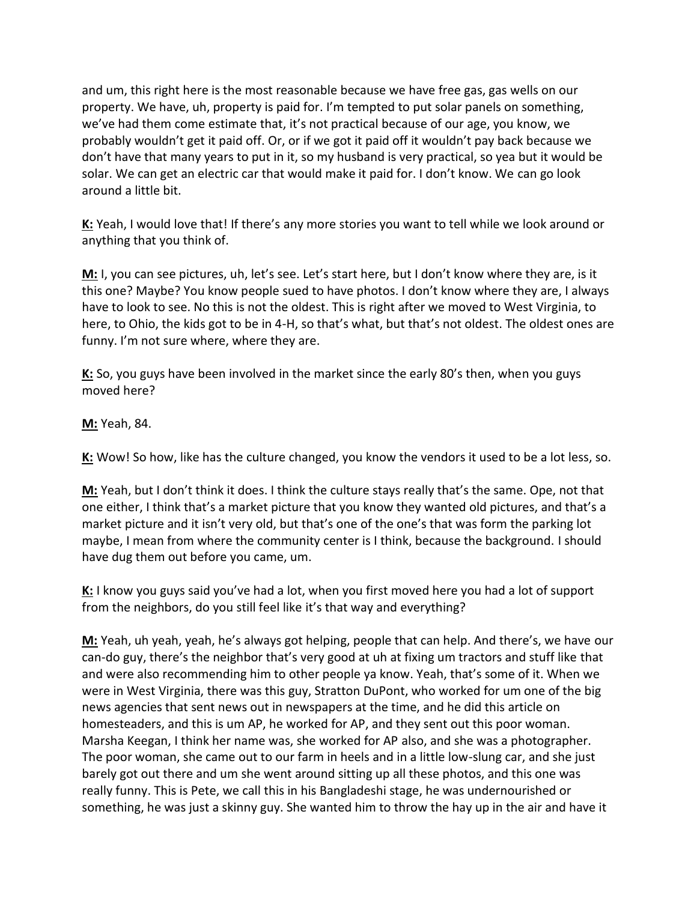and um, this right here is the most reasonable because we have free gas, gas wells on our property. We have, uh, property is paid for. I'm tempted to put solar panels on something, we've had them come estimate that, it's not practical because of our age, you know, we probably wouldn't get it paid off. Or, or if we got it paid off it wouldn't pay back because we don't have that many years to put in it, so my husband is very practical, so yea but it would be solar. We can get an electric car that would make it paid for. I don't know. We can go look around a little bit.

**K:** Yeah, I would love that! If there's any more stories you want to tell while we look around or anything that you think of.

**M:** I, you can see pictures, uh, let's see. Let's start here, but I don't know where they are, is it this one? Maybe? You know people sued to have photos. I don't know where they are, I always have to look to see. No this is not the oldest. This is right after we moved to West Virginia, to here, to Ohio, the kids got to be in 4-H, so that's what, but that's not oldest. The oldest ones are funny. I'm not sure where, where they are.

**K:** So, you guys have been involved in the market since the early 80's then, when you guys moved here?

**M:** Yeah, 84.

**K:** Wow! So how, like has the culture changed, you know the vendors it used to be a lot less, so.

**M:** Yeah, but I don't think it does. I think the culture stays really that's the same. Ope, not that one either, I think that's a market picture that you know they wanted old pictures, and that's a market picture and it isn't very old, but that's one of the one's that was form the parking lot maybe, I mean from where the community center is I think, because the background. I should have dug them out before you came, um.

**K:** I know you guys said you've had a lot, when you first moved here you had a lot of support from the neighbors, do you still feel like it's that way and everything?

**M:** Yeah, uh yeah, yeah, he's always got helping, people that can help. And there's, we have our can-do guy, there's the neighbor that's very good at uh at fixing um tractors and stuff like that and were also recommending him to other people ya know. Yeah, that's some of it. When we were in West Virginia, there was this guy, Stratton DuPont, who worked for um one of the big news agencies that sent news out in newspapers at the time, and he did this article on homesteaders, and this is um AP, he worked for AP, and they sent out this poor woman. Marsha Keegan, I think her name was, she worked for AP also, and she was a photographer. The poor woman, she came out to our farm in heels and in a little low-slung car, and she just barely got out there and um she went around sitting up all these photos, and this one was really funny. This is Pete, we call this in his Bangladeshi stage, he was undernourished or something, he was just a skinny guy. She wanted him to throw the hay up in the air and have it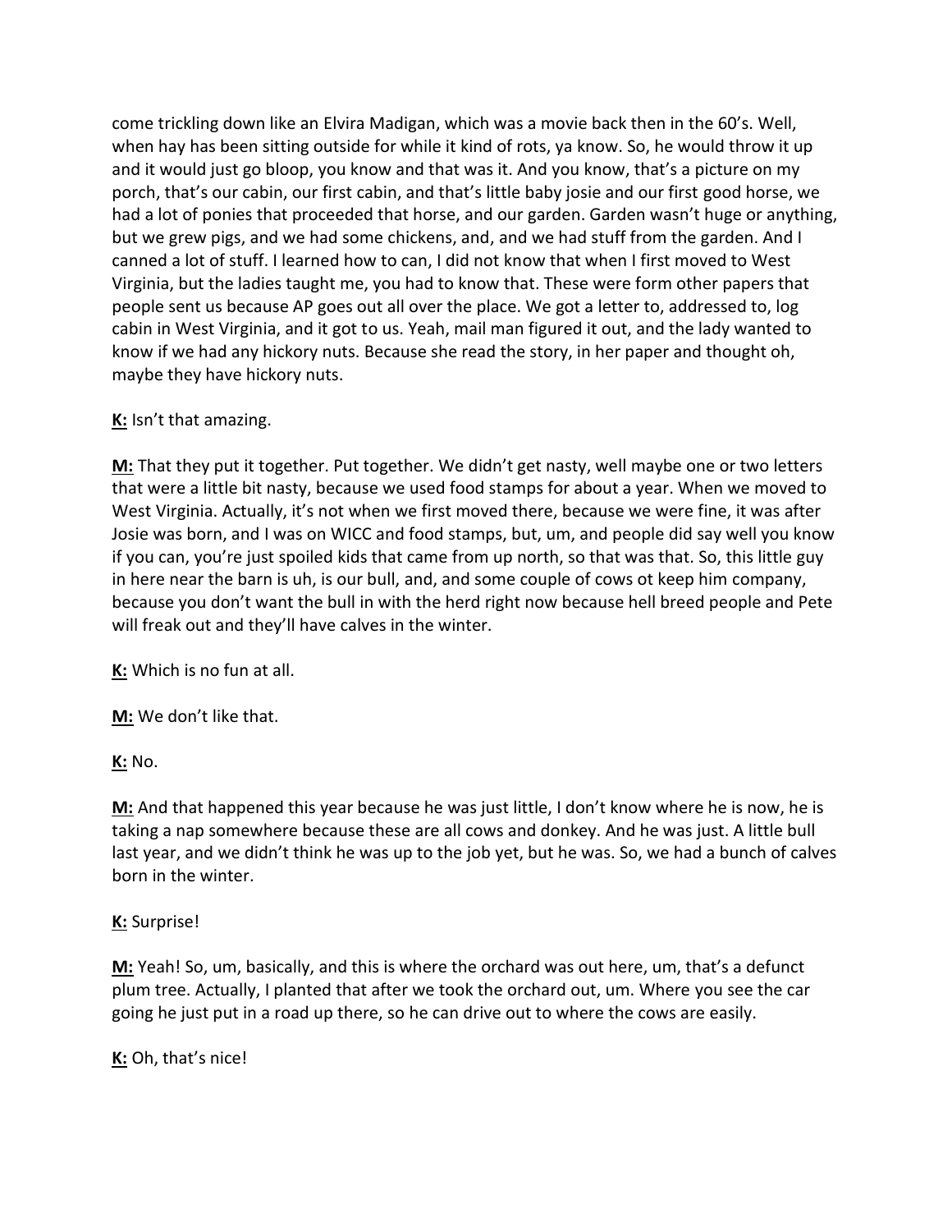come trickling down like an Elvira Madigan, which was a movie back then in the 60's. Well, when hay has been sitting outside for while it kind of rots, ya know. So, he would throw it up and it would just go bloop, you know and that was it. And you know, that's a picture on my porch, that's our cabin, our first cabin, and that's little baby josie and our first good horse, we had a lot of ponies that proceeded that horse, and our garden. Garden wasn't huge or anything, but we grew pigs, and we had some chickens, and, and we had stuff from the garden. And I canned a lot of stuff. I learned how to can, I did not know that when I first moved to West Virginia, but the ladies taught me, you had to know that. These were form other papers that people sent us because AP goes out all over the place. We got a letter to, addressed to, log cabin in West Virginia, and it got to us. Yeah, mail man figured it out, and the lady wanted to know if we had any hickory nuts. Because she read the story, in her paper and thought oh, maybe they have hickory nuts.

**K:** Isn't that amazing.

**M:** That they put it together. Put together. We didn't get nasty, well maybe one or two letters that were a little bit nasty, because we used food stamps for about a year. When we moved to West Virginia. Actually, it's not when we first moved there, because we were fine, it was after Josie was born, and I was on WICC and food stamps, but, um, and people did say well you know if you can, you're just spoiled kids that came from up north, so that was that. So, this little guy in here near the barn is uh, is our bull, and, and some couple of cows ot keep him company, because you don't want the bull in with the herd right now because hell breed people and Pete will freak out and they'll have calves in the winter.

**K:** Which is no fun at all.

**M:** We don't like that.

**K:** No.

**M:** And that happened this year because he was just little, I don't know where he is now, he is taking a nap somewhere because these are all cows and donkey. And he was just. A little bull last year, and we didn't think he was up to the job yet, but he was. So, we had a bunch of calves born in the winter.

**K:** Surprise!

**M:** Yeah! So, um, basically, and this is where the orchard was out here, um, that's a defunct plum tree. Actually, I planted that after we took the orchard out, um. Where you see the car going he just put in a road up there, so he can drive out to where the cows are easily.

**K:** Oh, that's nice!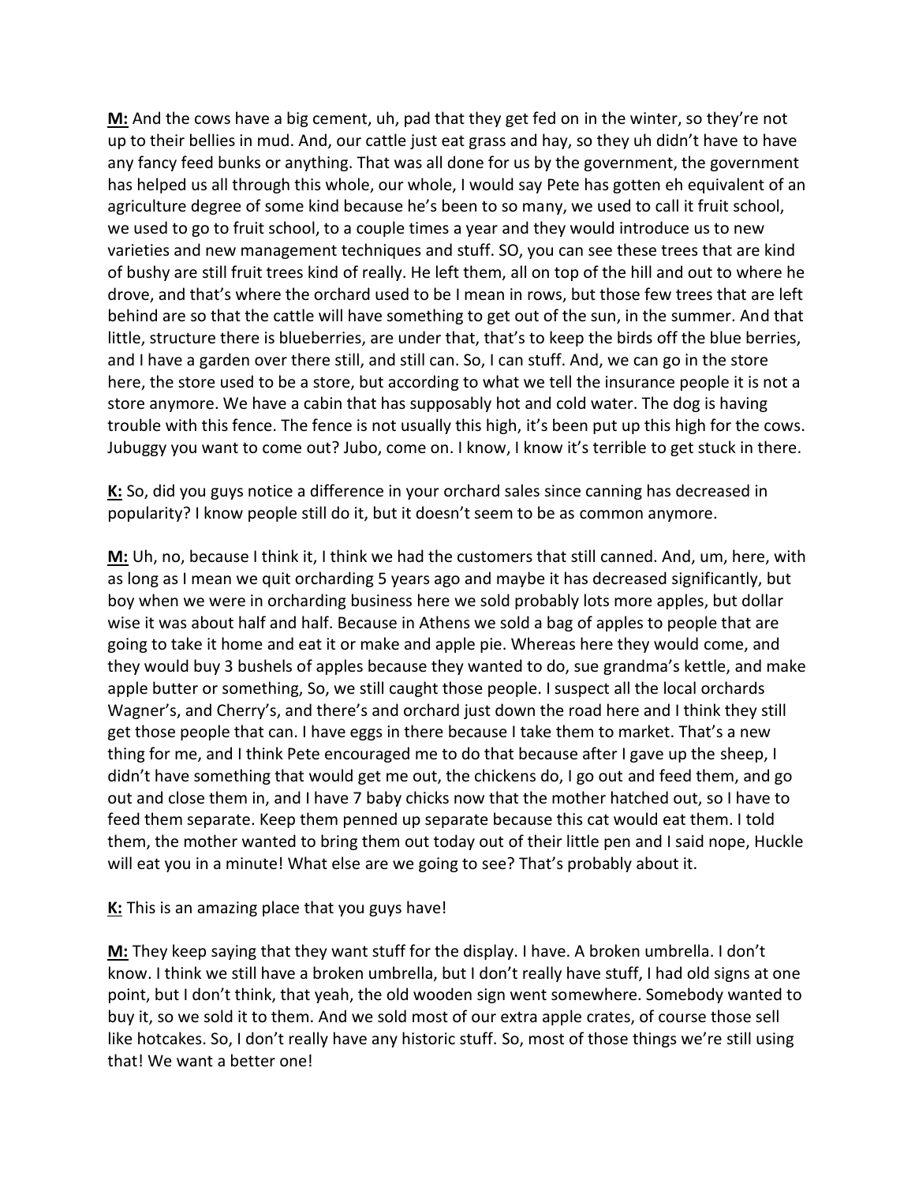**M:** And the cows have a big cement, uh, pad that they get fed on in the winter, so they're not up to their bellies in mud. And, our cattle just eat grass and hay, so they uh didn't have to have any fancy feed bunks or anything. That was all done for us by the government, the government has helped us all through this whole, our whole, I would say Pete has gotten eh equivalent of an agriculture degree of some kind because he's been to so many, we used to call it fruit school, we used to go to fruit school, to a couple times a year and they would introduce us to new varieties and new management techniques and stuff. SO, you can see these trees that are kind of bushy are still fruit trees kind of really. He left them, all on top of the hill and out to where he drove, and that's where the orchard used to be I mean in rows, but those few trees that are left behind are so that the cattle will have something to get out of the sun, in the summer. And that little, structure there is blueberries, are under that, that's to keep the birds off the blue berries, and I have a garden over there still, and still can. So, I can stuff. And, we can go in the store here, the store used to be a store, but according to what we tell the insurance people it is not a store anymore. We have a cabin that has supposably hot and cold water. The dog is having trouble with this fence. The fence is not usually this high, it's been put up this high for the cows. Jubuggy you want to come out? Jubo, come on. I know, I know it's terrible to get stuck in there.

**K:** So, did you guys notice a difference in your orchard sales since canning has decreased in popularity? I know people still do it, but it doesn't seem to be as common anymore.

**M:** Uh, no, because I think it, I think we had the customers that still canned. And, um, here, with as long as I mean we quit orcharding 5 years ago and maybe it has decreased significantly, but boy when we were in orcharding business here we sold probably lots more apples, but dollar wise it was about half and half. Because in Athens we sold a bag of apples to people that are going to take it home and eat it or make and apple pie. Whereas here they would come, and they would buy 3 bushels of apples because they wanted to do, sue grandma's kettle, and make apple butter or something, So, we still caught those people. I suspect all the local orchards Wagner's, and Cherry's, and there's and orchard just down the road here and I think they still get those people that can. I have eggs in there because I take them to market. That's a new thing for me, and I think Pete encouraged me to do that because after I gave up the sheep, I didn't have something that would get me out, the chickens do, I go out and feed them, and go out and close them in, and I have 7 baby chicks now that the mother hatched out, so I have to feed them separate. Keep them penned up separate because this cat would eat them. I told them, the mother wanted to bring them out today out of their little pen and I said nope, Huckle will eat you in a minute! What else are we going to see? That's probably about it.

**K:** This is an amazing place that you guys have!

**M:** They keep saying that they want stuff for the display. I have. A broken umbrella. I don't know. I think we still have a broken umbrella, but I don't really have stuff, I had old signs at one point, but I don't think, that yeah, the old wooden sign went somewhere. Somebody wanted to buy it, so we sold it to them. And we sold most of our extra apple crates, of course those sell like hotcakes. So, I don't really have any historic stuff. So, most of those things we're still using that! We want a better one!